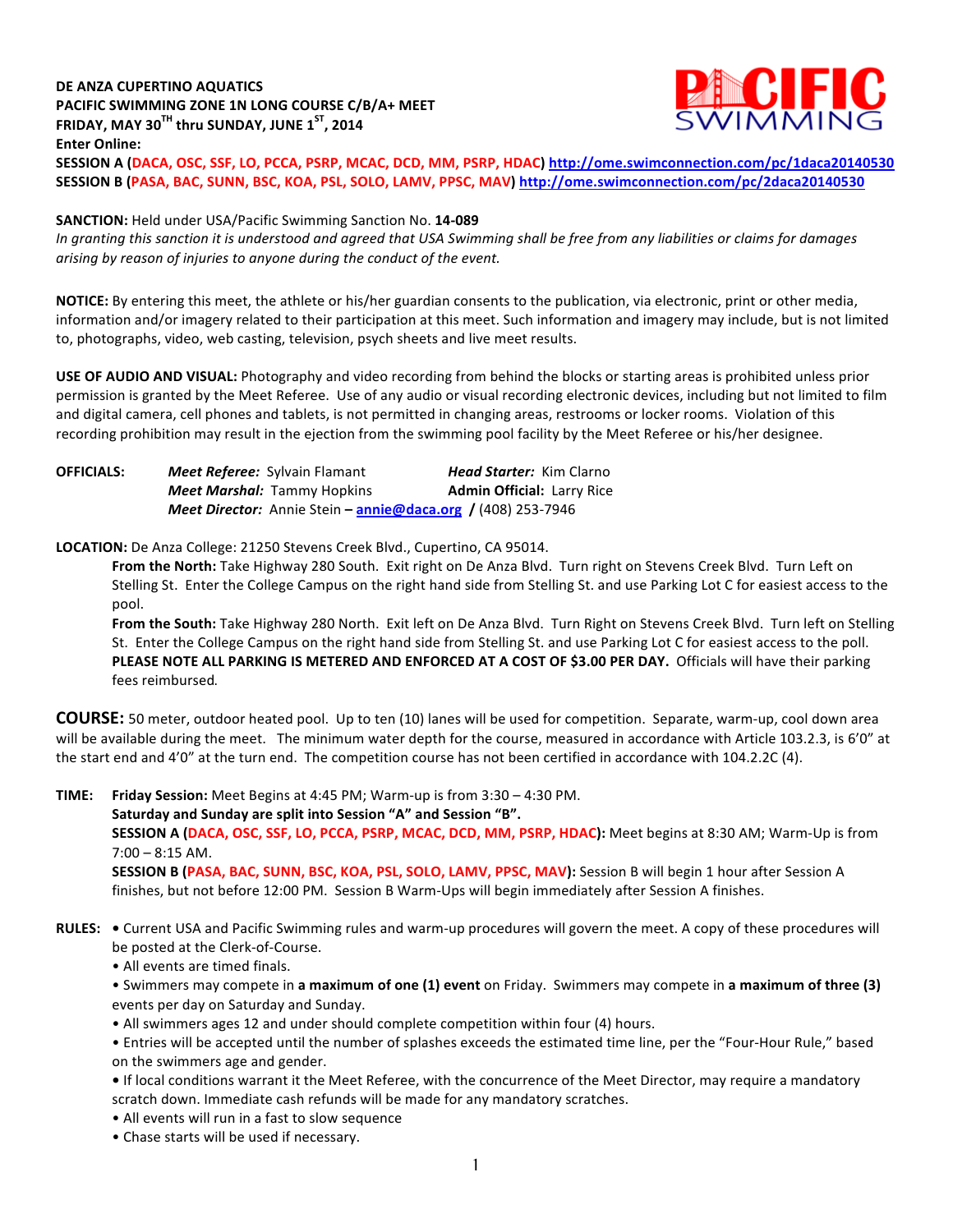**DE ANZA CUPERTINO AQUATICS**
**PACIFIC SWIMMING ZONE 1N LONG COURSE C/B/A+ MEET**
**FRIDAY, MAY 30TH thru SUNDAY, JUNE 1ST, 2014**
**Enter Online:**
**SESSION A (DACA, OSC, SSF, LO, PCCA, PSRP, MCAC, DCD, MM, PSRP, HDAC)** http://ome.swimconnection.com/pc/1daca20140530
**SESSION B (PASA, BAC, SUNN, BSC, KOA, PSL, SOLO, LAMV, PPSC, MAV)** http://ome.swimconnection.com/pc/2daca20140530

**SANCTION:** Held under USA/Pacific Swimming Sanction No. **14-089**
*In granting this sanction it is understood and agreed that USA Swimming shall be free from any liabilities or claims for damages arising by reason of injuries to anyone during the conduct of the event.*

**NOTICE:** By entering this meet, the athlete or his/her guardian consents to the publication, via electronic, print or other media, information and/or imagery related to their participation at this meet. Such information and imagery may include, but is not limited to, photographs, video, web casting, television, psych sheets and live meet results.

**USE OF AUDIO AND VISUAL:** Photography and video recording from behind the blocks or starting areas is prohibited unless prior permission is granted by the Meet Referee. Use of any audio or visual recording electronic devices, including but not limited to film and digital camera, cell phones and tablets, is not permitted in changing areas, restrooms or locker rooms. Violation of this recording prohibition may result in the ejection from the swimming pool facility by the Meet Referee or his/her designee.

**OFFICIALS:**
*Meet Referee:* Sylvain Flamant — *Head Starter:* Kim Clarno
*Meet Marshal:* Tammy Hopkins — **Admin Official:** Larry Rice
*Meet Director:* Annie Stein – annie@daca.org / (408) 253-7946

**LOCATION:** De Anza College: 21250 Stevens Creek Blvd., Cupertino, CA 95014.

**From the North:** Take Highway 280 South. Exit right on De Anza Blvd. Turn right on Stevens Creek Blvd. Turn Left on Stelling St. Enter the College Campus on the right hand side from Stelling St. and use Parking Lot C for easiest access to the pool.

**From the South:** Take Highway 280 North. Exit left on De Anza Blvd. Turn Right on Stevens Creek Blvd. Turn left on Stelling St. Enter the College Campus on the right hand side from Stelling St. and use Parking Lot C for easiest access to the poll. **PLEASE NOTE ALL PARKING IS METERED AND ENFORCED AT A COST OF $3.00 PER DAY.** Officials will have their parking fees reimbursed.

**COURSE:** 50 meter, outdoor heated pool. Up to ten (10) lanes will be used for competition. Separate, warm-up, cool down area will be available during the meet. The minimum water depth for the course, measured in accordance with Article 103.2.3, is 6'0" at the start end and 4'0" at the turn end. The competition course has not been certified in accordance with 104.2.2C (4).

**TIME:** **Friday Session:** Meet Begins at 4:45 PM; Warm-up is from 3:30 – 4:30 PM.

**Saturday and Sunday are split into Session "A" and Session "B".**

**SESSION A (DACA, OSC, SSF, LO, PCCA, PSRP, MCAC, DCD, MM, PSRP, HDAC):** Meet begins at 8:30 AM; Warm-Up is from 7:00 – 8:15 AM.

**SESSION B (PASA, BAC, SUNN, BSC, KOA, PSL, SOLO, LAMV, PPSC, MAV):** Session B will begin 1 hour after Session A finishes, but not before 12:00 PM. Session B Warm-Ups will begin immediately after Session A finishes.

**RULES:**
- Current USA and Pacific Swimming rules and warm-up procedures will govern the meet. A copy of these procedures will be posted at the Clerk-of-Course.
- All events are timed finals.
- Swimmers may compete in **a maximum of one (1) event** on Friday. Swimmers may compete in **a maximum of three (3)** events per day on Saturday and Sunday.
- All swimmers ages 12 and under should complete competition within four (4) hours.
- Entries will be accepted until the number of splashes exceeds the estimated time line, per the "Four-Hour Rule," based on the swimmers age and gender.
- If local conditions warrant it the Meet Referee, with the concurrence of the Meet Director, may require a mandatory scratch down. Immediate cash refunds will be made for any mandatory scratches.
- All events will run in a fast to slow sequence
- Chase starts will be used if necessary.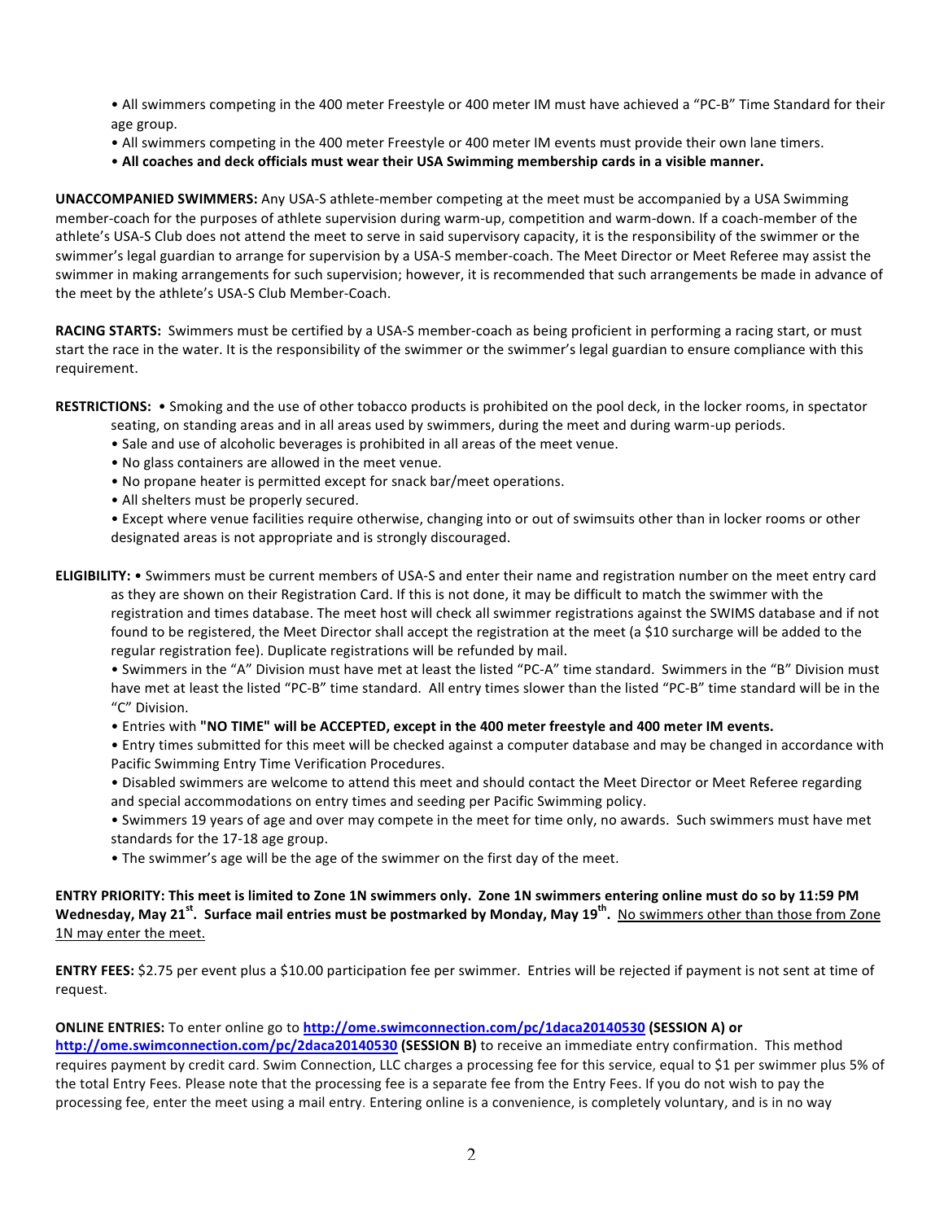- All swimmers competing in the 400 meter Freestyle or 400 meter IM must have achieved a "PC-B" Time Standard for their age group.
- All swimmers competing in the 400 meter Freestyle or 400 meter IM events must provide their own lane timers.
- **All coaches and deck officials must wear their USA Swimming membership cards in a visible manner.**

**UNACCOMPANIED SWIMMERS:** Any USA-S athlete-member competing at the meet must be accompanied by a USA Swimming member-coach for the purposes of athlete supervision during warm-up, competition and warm-down. If a coach-member of the athlete's USA-S Club does not attend the meet to serve in said supervisory capacity, it is the responsibility of the swimmer or the swimmer's legal guardian to arrange for supervision by a USA-S member-coach. The Meet Director or Meet Referee may assist the swimmer in making arrangements for such supervision; however, it is recommended that such arrangements be made in advance of the meet by the athlete's USA-S Club Member-Coach.

**RACING STARTS:** Swimmers must be certified by a USA-S member-coach as being proficient in performing a racing start, or must start the race in the water. It is the responsibility of the swimmer or the swimmer's legal guardian to ensure compliance with this requirement.

**RESTRICTIONS:**
- Smoking and the use of other tobacco products is prohibited on the pool deck, in the locker rooms, in spectator seating, on standing areas and in all areas used by swimmers, during the meet and during warm-up periods.
- Sale and use of alcoholic beverages is prohibited in all areas of the meet venue.
- No glass containers are allowed in the meet venue.
- No propane heater is permitted except for snack bar/meet operations.
- All shelters must be properly secured.
- Except where venue facilities require otherwise, changing into or out of swimsuits other than in locker rooms or other designated areas is not appropriate and is strongly discouraged.

**ELIGIBILITY:**
- Swimmers must be current members of USA-S and enter their name and registration number on the meet entry card as they are shown on their Registration Card. If this is not done, it may be difficult to match the swimmer with the registration and times database. The meet host will check all swimmer registrations against the SWIMS database and if not found to be registered, the Meet Director shall accept the registration at the meet (a $10 surcharge will be added to the regular registration fee). Duplicate registrations will be refunded by mail.
- Swimmers in the "A" Division must have met at least the listed "PC-A" time standard. Swimmers in the "B" Division must have met at least the listed "PC-B" time standard. All entry times slower than the listed "PC-B" time standard will be in the "C" Division.
- Entries with **"NO TIME" will be ACCEPTED, except in the 400 meter freestyle and 400 meter IM events.**
- Entry times submitted for this meet will be checked against a computer database and may be changed in accordance with Pacific Swimming Entry Time Verification Procedures.
- Disabled swimmers are welcome to attend this meet and should contact the Meet Director or Meet Referee regarding and special accommodations on entry times and seeding per Pacific Swimming policy.
- Swimmers 19 years of age and over may compete in the meet for time only, no awards. Such swimmers must have met standards for the 17-18 age group.
- The swimmer's age will be the age of the swimmer on the first day of the meet.

**ENTRY PRIORITY: This meet is limited to Zone 1N swimmers only. Zone 1N swimmers entering online must do so by 11:59 PM Wednesday, May 21st. Surface mail entries must be postmarked by Monday, May 19th.** <u>No swimmers other than those from Zone 1N may enter the meet.</u>

**ENTRY FEES:** $2.75 per event plus a $10.00 participation fee per swimmer. Entries will be rejected if payment is not sent at time of request.

**ONLINE ENTRIES:** To enter online go to **http://ome.swimconnection.com/pc/1daca20140530 (SESSION A) or http://ome.swimconnection.com/pc/2daca20140530 (SESSION B)** to receive an immediate entry confirmation. This method requires payment by credit card. Swim Connection, LLC charges a processing fee for this service, equal to $1 per swimmer plus 5% of the total Entry Fees. Please note that the processing fee is a separate fee from the Entry Fees. If you do not wish to pay the processing fee, enter the meet using a mail entry. Entering online is a convenience, is completely voluntary, and is in no way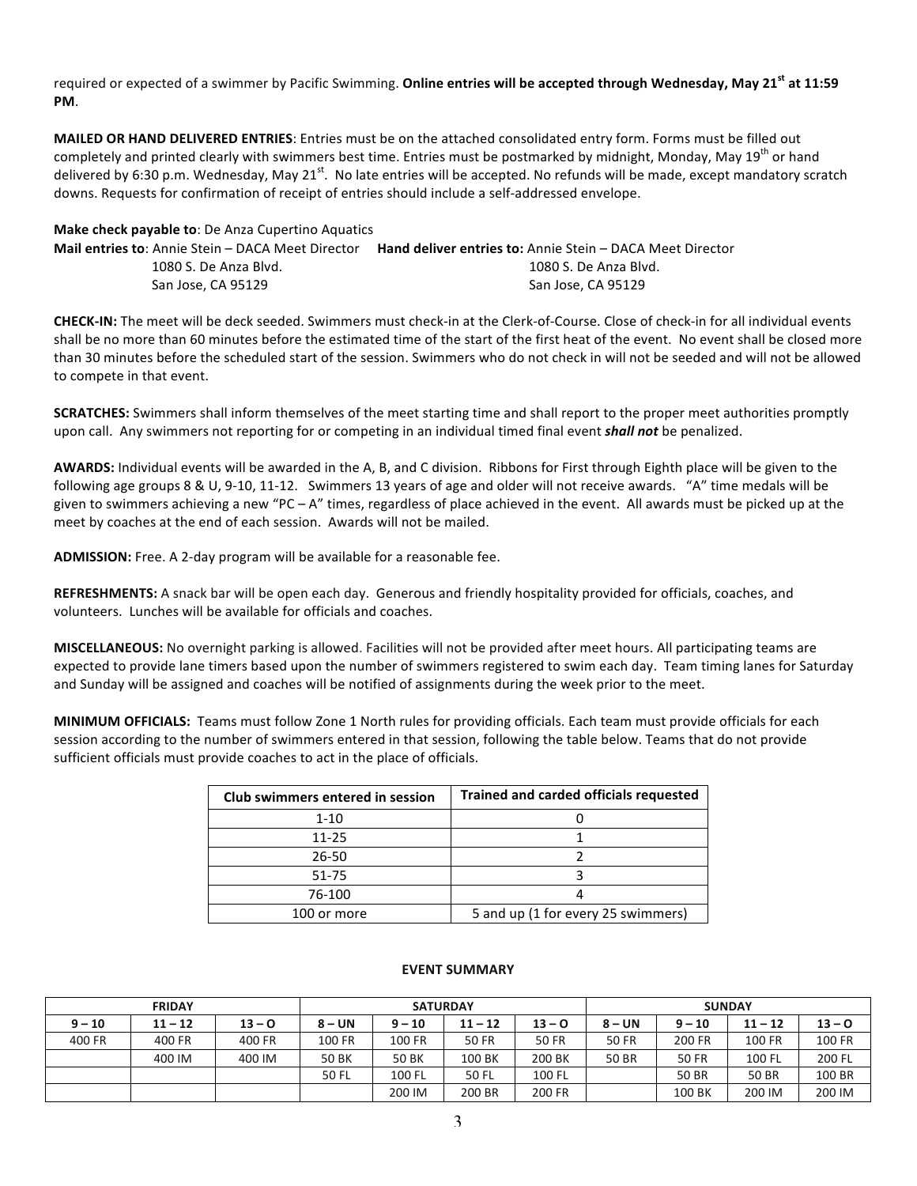required or expected of a swimmer by Pacific Swimming. **Online entries will be accepted through Wednesday, May 21st at 11:59 PM**.

**MAILED OR HAND DELIVERED ENTRIES**: Entries must be on the attached consolidated entry form. Forms must be filled out completely and printed clearly with swimmers best time. Entries must be postmarked by midnight, Monday, May 19th or hand delivered by 6:30 p.m. Wednesday, May 21st. No late entries will be accepted. No refunds will be made, except mandatory scratch downs. Requests for confirmation of receipt of entries should include a self-addressed envelope.

**Make check payable to**: De Anza Cupertino Aquatics

**Mail entries to**: Annie Stein – DACA Meet Director
1080 S. De Anza Blvd.
San Jose, CA 95129

**Hand deliver entries to:** Annie Stein – DACA Meet Director
1080 S. De Anza Blvd.
San Jose, CA 95129

**CHECK-IN:** The meet will be deck seeded. Swimmers must check-in at the Clerk-of-Course. Close of check-in for all individual events shall be no more than 60 minutes before the estimated time of the start of the first heat of the event. No event shall be closed more than 30 minutes before the scheduled start of the session. Swimmers who do not check in will not be seeded and will not be allowed to compete in that event.

**SCRATCHES:** Swimmers shall inform themselves of the meet starting time and shall report to the proper meet authorities promptly upon call. Any swimmers not reporting for or competing in an individual timed final event ***shall not*** be penalized.

**AWARDS:** Individual events will be awarded in the A, B, and C division. Ribbons for First through Eighth place will be given to the following age groups 8 & U, 9-10, 11-12. Swimmers 13 years of age and older will not receive awards. "A" time medals will be given to swimmers achieving a new "PC – A" times, regardless of place achieved in the event. All awards must be picked up at the meet by coaches at the end of each session. Awards will not be mailed.

**ADMISSION:** Free. A 2-day program will be available for a reasonable fee.

**REFRESHMENTS:** A snack bar will be open each day. Generous and friendly hospitality provided for officials, coaches, and volunteers. Lunches will be available for officials and coaches.

**MISCELLANEOUS:** No overnight parking is allowed. Facilities will not be provided after meet hours. All participating teams are expected to provide lane timers based upon the number of swimmers registered to swim each day. Team timing lanes for Saturday and Sunday will be assigned and coaches will be notified of assignments during the week prior to the meet.

**MINIMUM OFFICIALS:** Teams must follow Zone 1 North rules for providing officials. Each team must provide officials for each session according to the number of swimmers entered in that session, following the table below. Teams that do not provide sufficient officials must provide coaches to act in the place of officials.

| Club swimmers entered in session | Trained and carded officials requested |
|---|---|
| 1-10 | 0 |
| 11-25 | 1 |
| 26-50 | 2 |
| 51-75 | 3 |
| 76-100 | 4 |
| 100 or more | 5 and up (1 for every 25 swimmers) |

**EVENT SUMMARY**

| FRIDAY | | | SATURDAY | | | | SUNDAY | | | |
|---|---|---|---|---|---|---|---|---|---|---|
| 9 – 10 | 11 – 12 | 13 – O | 8 – UN | 9 – 10 | 11 – 12 | 13 – O | 8 – UN | 9 – 10 | 11 – 12 | 13 – O |
| 400 FR | 400 FR | 400 FR | 100 FR | 100 FR | 50 FR | 50 FR | 50 FR | 200 FR | 100 FR | 100 FR |
| | 400 IM | 400 IM | 50 BK | 50 BK | 100 BK | 200 BK | 50 BR | 50 FR | 100 FL | 200 FL |
| | | | 50 FL | 100 FL | 50 FL | 100 FL | | 50 BR | 50 BR | 100 BR |
| | | | | 200 IM | 200 BR | 200 FR | | 100 BK | 200 IM | 200 IM |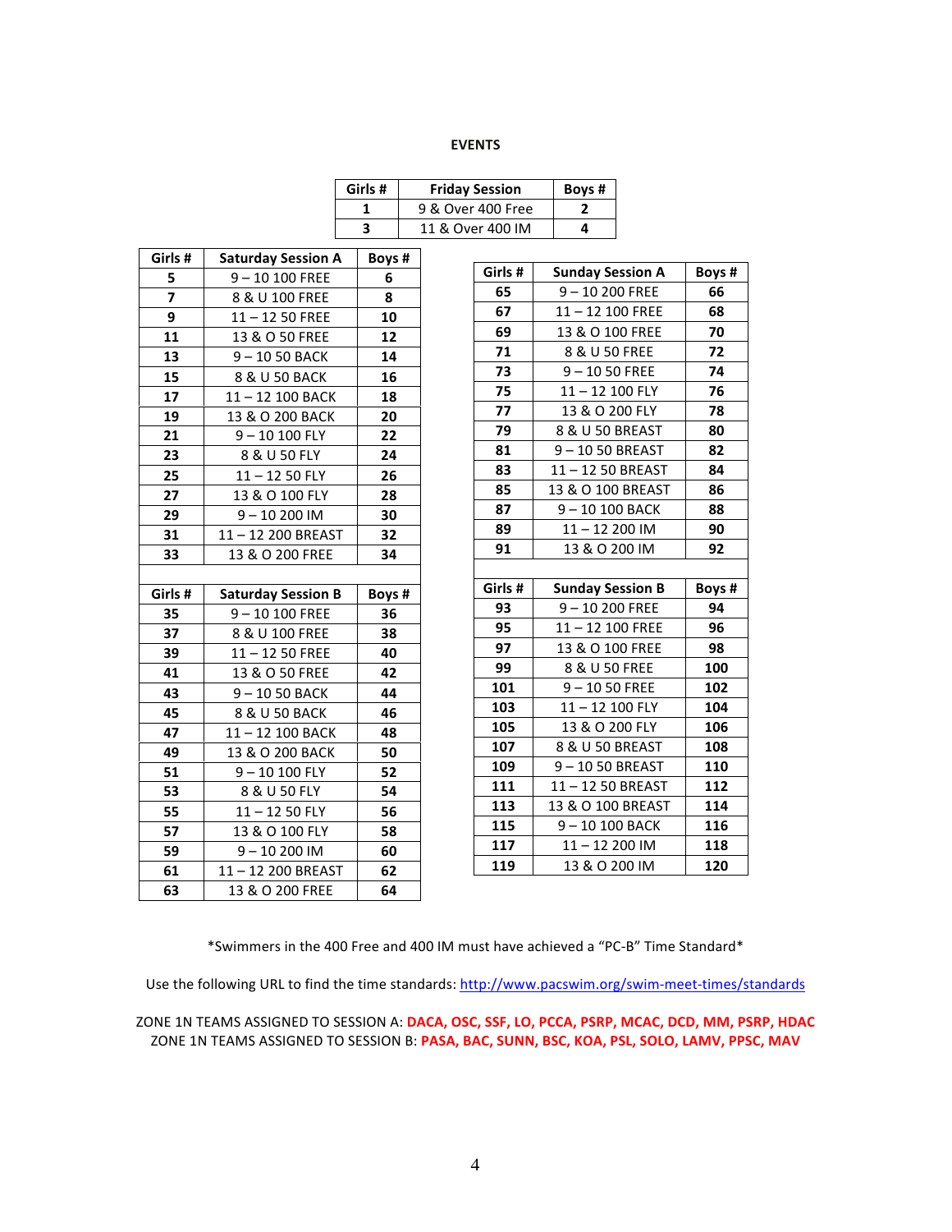**EVENTS**

| Girls # | Friday Session | Boys # |
|---|---|---|
| 1 | 9 & Over 400 Free | 2 |
| 3 | 11 & Over 400 IM | 4 |

| Girls # | Saturday Session A | Boys # |
|---|---|---|
| 5 | 9 – 10 100 FREE | 6 |
| 7 | 8 & U 100 FREE | 8 |
| 9 | 11 – 12 50 FREE | 10 |
| 11 | 13 & O 50 FREE | 12 |
| 13 | 9 – 10 50 BACK | 14 |
| 15 | 8 & U 50 BACK | 16 |
| 17 | 11 – 12 100 BACK | 18 |
| 19 | 13 & O 200 BACK | 20 |
| 21 | 9 – 10 100 FLY | 22 |
| 23 | 8 & U 50 FLY | 24 |
| 25 | 11 – 12 50 FLY | 26 |
| 27 | 13 & O 100 FLY | 28 |
| 29 | 9 – 10 200 IM | 30 |
| 31 | 11 – 12 200 BREAST | 32 |
| 33 | 13 & O 200 FREE | 34 |

| Girls # | Saturday Session B | Boys # |
|---|---|---|
| 35 | 9 – 10 100 FREE | 36 |
| 37 | 8 & U 100 FREE | 38 |
| 39 | 11 – 12 50 FREE | 40 |
| 41 | 13 & O 50 FREE | 42 |
| 43 | 9 – 10 50 BACK | 44 |
| 45 | 8 & U 50 BACK | 46 |
| 47 | 11 – 12 100 BACK | 48 |
| 49 | 13 & O 200 BACK | 50 |
| 51 | 9 – 10 100 FLY | 52 |
| 53 | 8 & U 50 FLY | 54 |
| 55 | 11 – 12 50 FLY | 56 |
| 57 | 13 & O 100 FLY | 58 |
| 59 | 9 – 10 200 IM | 60 |
| 61 | 11 – 12 200 BREAST | 62 |
| 63 | 13 & O 200 FREE | 64 |

| Girls # | Sunday Session A | Boys # |
|---|---|---|
| 65 | 9 – 10 200 FREE | 66 |
| 67 | 11 – 12 100 FREE | 68 |
| 69 | 13 & O 100 FREE | 70 |
| 71 | 8 & U 50 FREE | 72 |
| 73 | 9 – 10 50 FREE | 74 |
| 75 | 11 – 12 100 FLY | 76 |
| 77 | 13 & O 200 FLY | 78 |
| 79 | 8 & U 50 BREAST | 80 |
| 81 | 9 – 10 50 BREAST | 82 |
| 83 | 11 – 12 50 BREAST | 84 |
| 85 | 13 & O 100 BREAST | 86 |
| 87 | 9 – 10 100 BACK | 88 |
| 89 | 11 – 12 200 IM | 90 |
| 91 | 13 & O 200 IM | 92 |

| Girls # | Sunday Session B | Boys # |
|---|---|---|
| 93 | 9 – 10 200 FREE | 94 |
| 95 | 11 – 12 100 FREE | 96 |
| 97 | 13 & O 100 FREE | 98 |
| 99 | 8 & U 50 FREE | 100 |
| 101 | 9 – 10 50 FREE | 102 |
| 103 | 11 – 12 100 FLY | 104 |
| 105 | 13 & O 200 FLY | 106 |
| 107 | 8 & U 50 BREAST | 108 |
| 109 | 9 – 10 50 BREAST | 110 |
| 111 | 11 – 12 50 BREAST | 112 |
| 113 | 13 & O 100 BREAST | 114 |
| 115 | 9 – 10 100 BACK | 116 |
| 117 | 11 – 12 200 IM | 118 |
| 119 | 13 & O 200 IM | 120 |

*Swimmers in the 400 Free and 400 IM must have achieved a "PC-B" Time Standard*

Use the following URL to find the time standards: http://www.pacswim.org/swim-meet-times/standards

ZONE 1N TEAMS ASSIGNED TO SESSION A: **DACA, OSC, SSF, LO, PCCA, PSRP, MCAC, DCD, MM, PSRP, HDAC**
ZONE 1N TEAMS ASSIGNED TO SESSION B: **PASA, BAC, SUNN, BSC, KOA, PSL, SOLO, LAMV, PPSC, MAV**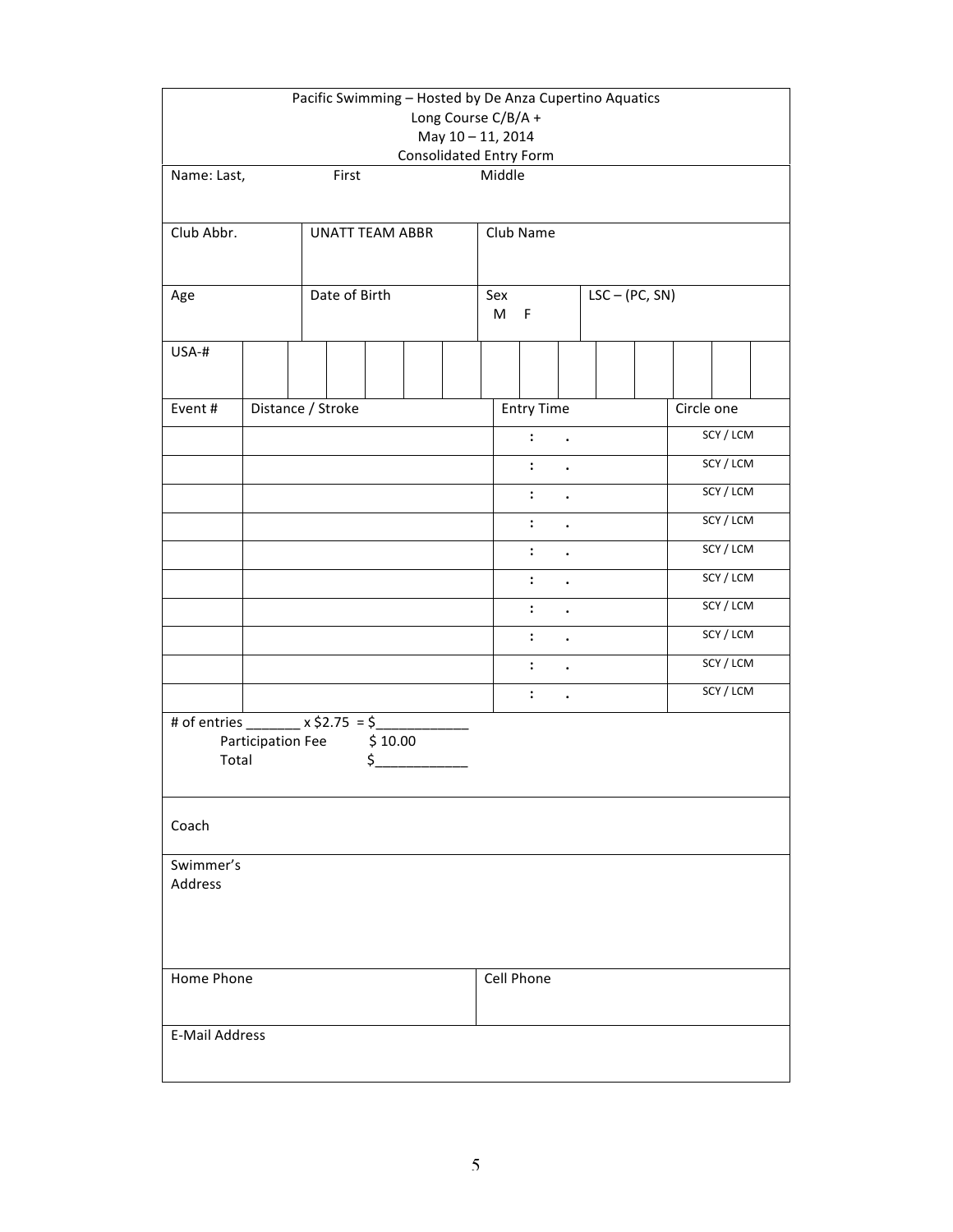Pacific Swimming – Hosted by De Anza Cupertino Aquatics
Long Course C/B/A +
May 10 – 11, 2014
Consolidated Entry Form

| Name: Last, | First | Middle |
|---|---|---|
| | | |

| Club Abbr. | UNATT TEAM ABBR | Club Name |
|---|---|---|
| | | |

| Age | Date of Birth | Sex M F | LSC – (PC, SN) |
|---|---|---|---|
| | | | |

| USA-# | | | | | | | | | | | | | | |
|---|---|---|---|---|---|---|---|---|---|---|---|---|---|---|
| | | | | | | | | | | | | | | |

| Event # | Distance / Stroke | Entry Time | Circle one |
|---|---|---|---|
| | | : . | SCY / LCM |
| | | : . | SCY / LCM |
| | | : . | SCY / LCM |
| | | : . | SCY / LCM |
| | | : . | SCY / LCM |
| | | : . | SCY / LCM |
| | | : . | SCY / LCM |
| | | : . | SCY / LCM |
| | | : . | SCY / LCM |
| | | : . | SCY / LCM |

# of entries _______ x $2.75 = $____________
Participation Fee $ 10.00
Total $____________

Coach

Swimmer's Address

| Home Phone | Cell Phone |
|---|---|
| | |

E-Mail Address